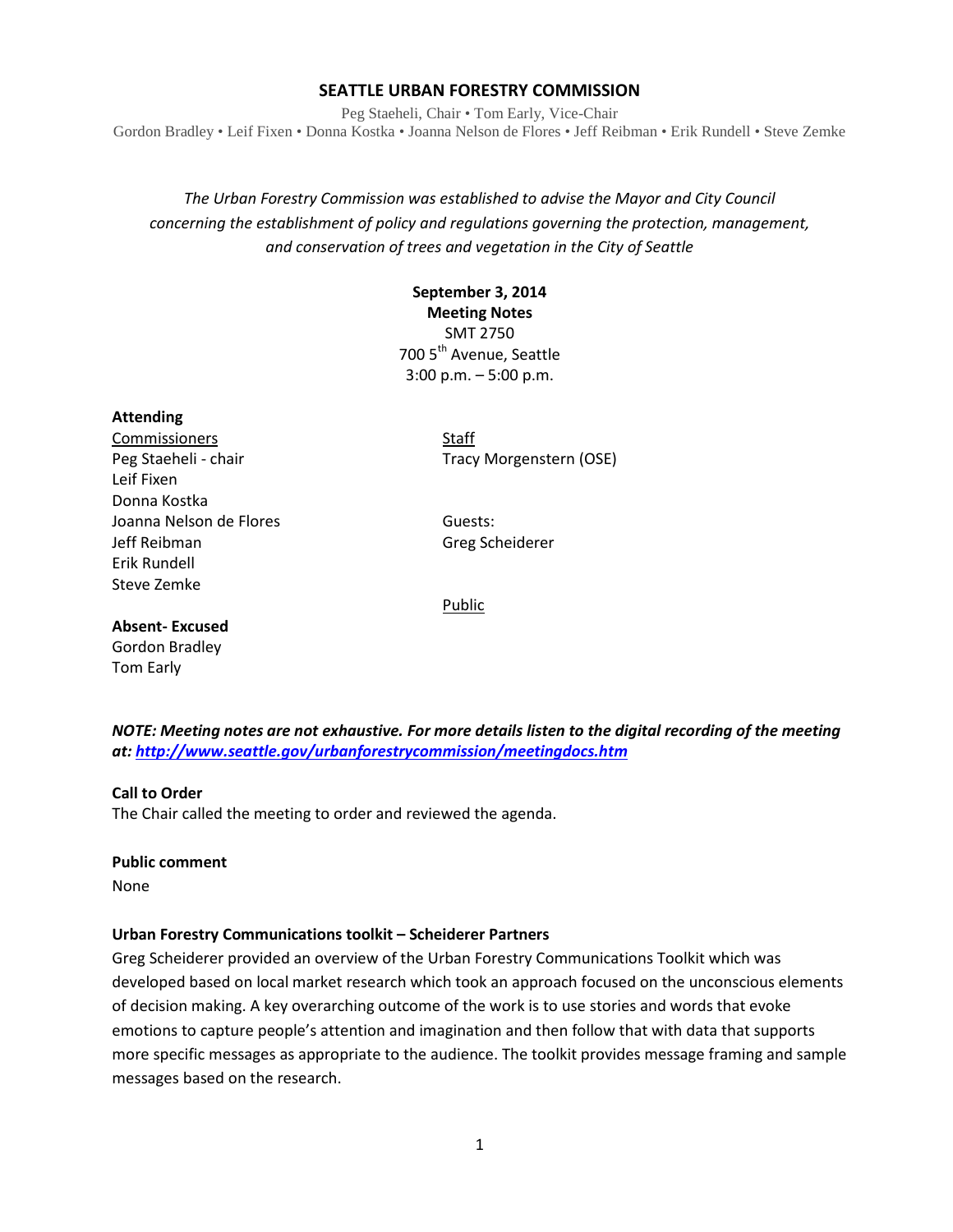# SEATTLE URBAN FORESTRY COMMISSION

Peg Staeheli, Chair • Tom Early, Vice-Chair
Gordon Bradley • Leif Fixen • Donna Kostka • Joanna Nelson de Flores • Jeff Reibman • Erik Rundell • Steve Zemke

*The Urban Forestry Commission was established to advise the Mayor and City Council concerning the establishment of policy and regulations governing the protection, management, and conservation of trees and vegetation in the City of Seattle*

**September 3, 2014**
**Meeting Notes**
SMT 2750
700 5th Avenue, Seattle
3:00 p.m. – 5:00 p.m.

**Attending**

Commissioners
Peg Staeheli - chair
Leif Fixen
Donna Kostka
Joanna Nelson de Flores
Jeff Reibman
Erik Rundell
Steve Zemke

Staff
Tracy Morgenstern (OSE)

Guests:
Greg Scheiderer

Public

**Absent- Excused**
Gordon Bradley
Tom Early

***NOTE: Meeting notes are not exhaustive. For more details listen to the digital recording of the meeting at: [http://www.seattle.gov/urbanforestrycommission/meetingdocs.htm](http://www.seattle.gov/urbanforestrycommission/meetingdocs.htm)***

**Call to Order**
The Chair called the meeting to order and reviewed the agenda.

**Public comment**
None

**Urban Forestry Communications toolkit – Scheiderer Partners**
Greg Scheiderer provided an overview of the Urban Forestry Communications Toolkit which was developed based on local market research which took an approach focused on the unconscious elements of decision making. A key overarching outcome of the work is to use stories and words that evoke emotions to capture people's attention and imagination and then follow that with data that supports more specific messages as appropriate to the audience. The toolkit provides message framing and sample messages based on the research.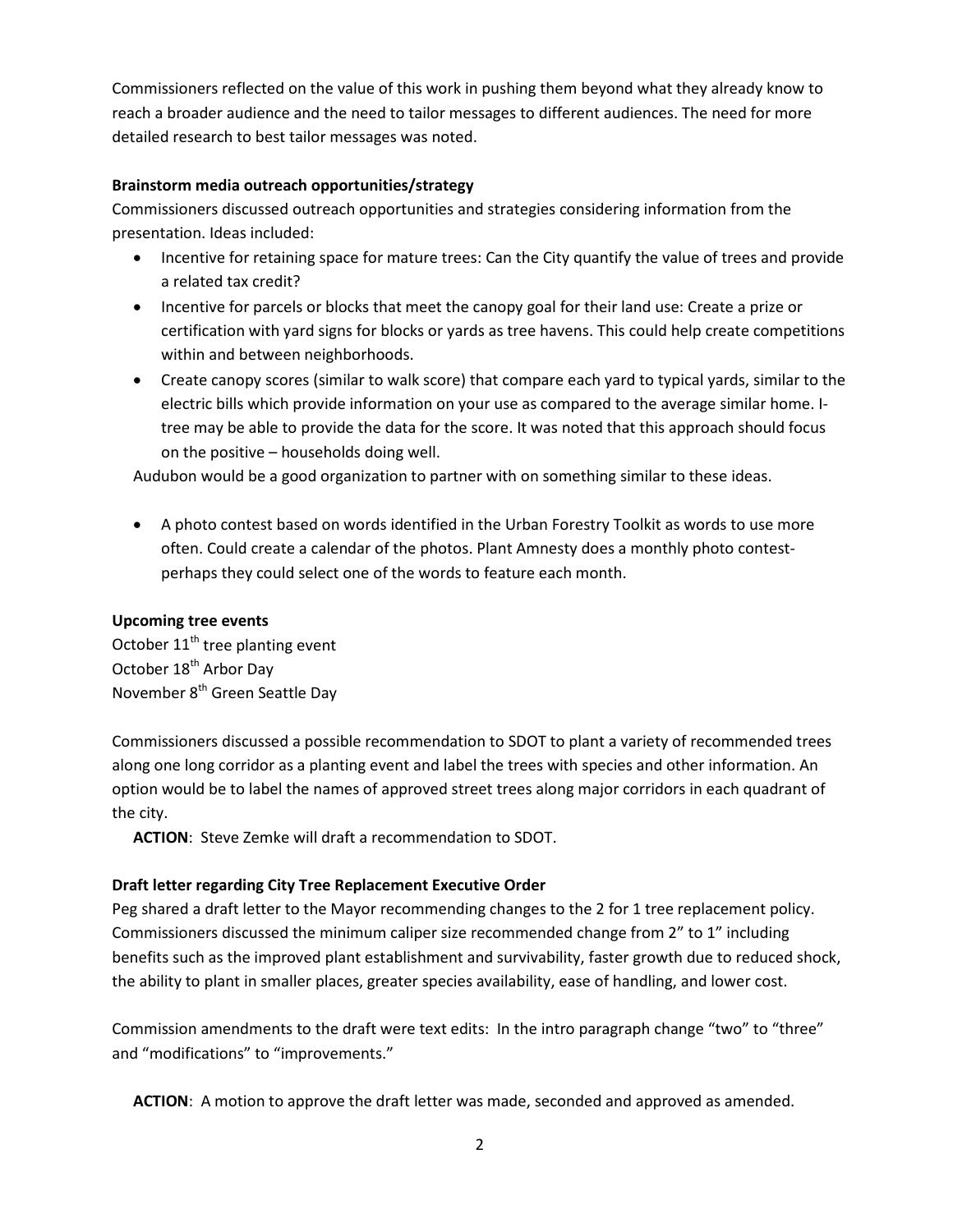Commissioners reflected on the value of this work in pushing them beyond what they already know to reach a broader audience and the need to tailor messages to different audiences. The need for more detailed research to best tailor messages was noted.

**Brainstorm media outreach opportunities/strategy**

Commissioners discussed outreach opportunities and strategies considering information from the presentation. Ideas included:

- Incentive for retaining space for mature trees: Can the City quantify the value of trees and provide a related tax credit?
- Incentive for parcels or blocks that meet the canopy goal for their land use: Create a prize or certification with yard signs for blocks or yards as tree havens. This could help create competitions within and between neighborhoods.
- Create canopy scores (similar to walk score) that compare each yard to typical yards, similar to the electric bills which provide information on your use as compared to the average similar home. I-tree may be able to provide the data for the score. It was noted that this approach should focus on the positive – households doing well.

Audubon would be a good organization to partner with on something similar to these ideas.

- A photo contest based on words identified in the Urban Forestry Toolkit as words to use more often. Could create a calendar of the photos. Plant Amnesty does a monthly photo contest-perhaps they could select one of the words to feature each month.

**Upcoming tree events**

October 11th tree planting event
October 18th Arbor Day
November 8th Green Seattle Day

Commissioners discussed a possible recommendation to SDOT to plant a variety of recommended trees along one long corridor as a planting event and label the trees with species and other information. An option would be to label the names of approved street trees along major corridors in each quadrant of the city.

**ACTION**: Steve Zemke will draft a recommendation to SDOT.

**Draft letter regarding City Tree Replacement Executive Order**

Peg shared a draft letter to the Mayor recommending changes to the 2 for 1 tree replacement policy. Commissioners discussed the minimum caliper size recommended change from 2" to 1" including benefits such as the improved plant establishment and survivability, faster growth due to reduced shock, the ability to plant in smaller places, greater species availability, ease of handling, and lower cost.

Commission amendments to the draft were text edits: In the intro paragraph change "two" to "three" and "modifications" to "improvements."

**ACTION**: A motion to approve the draft letter was made, seconded and approved as amended.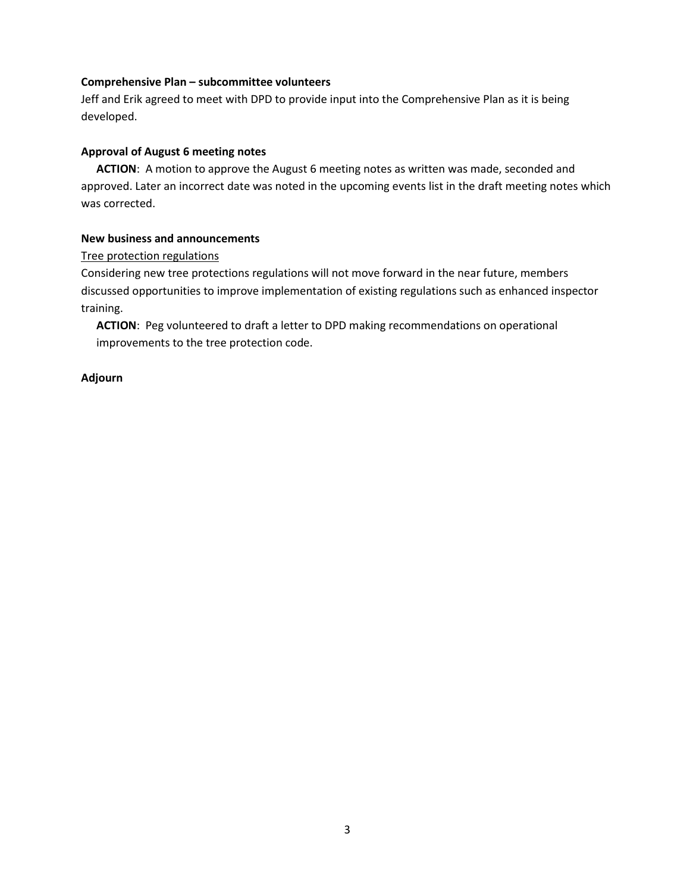**Comprehensive Plan – subcommittee volunteers**

Jeff and Erik agreed to meet with DPD to provide input into the Comprehensive Plan as it is being developed.

**Approval of August 6 meeting notes**

**ACTION**: A motion to approve the August 6 meeting notes as written was made, seconded and approved. Later an incorrect date was noted in the upcoming events list in the draft meeting notes which was corrected.

**New business and announcements**

Tree protection regulations

Considering new tree protections regulations will not move forward in the near future, members discussed opportunities to improve implementation of existing regulations such as enhanced inspector training.

**ACTION**: Peg volunteered to draft a letter to DPD making recommendations on operational improvements to the tree protection code.

**Adjourn**